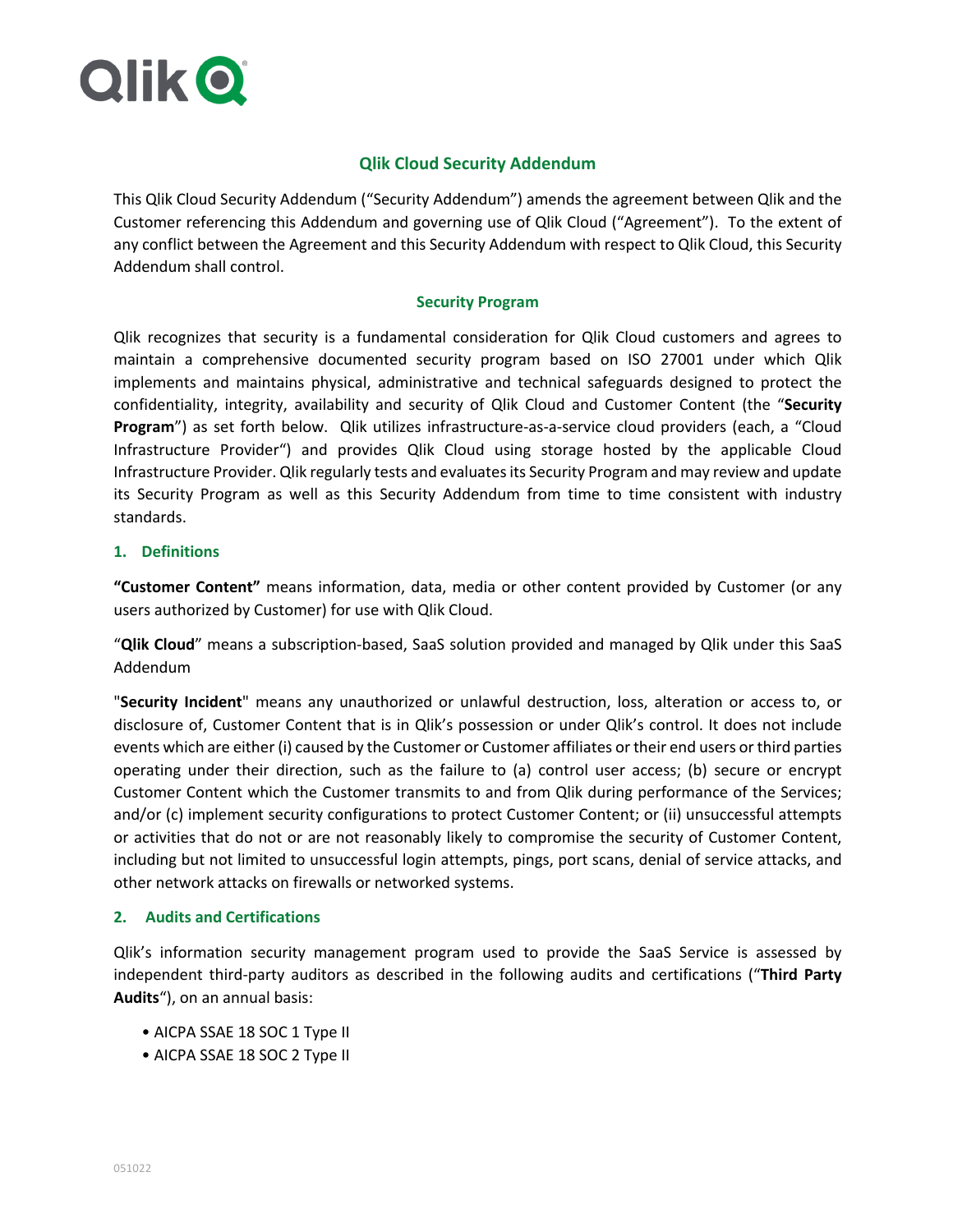# Qlik Cloud Security Addendum

This Qlik Cloud Security Addendum ("Security Addendum") amends the agreement between Qlik and the Customer referencing this Addendum and governing use of Qlik Cloud ("Agreement"). To the extent of any conflict between the Agreement and this Security Addendum with respect to Qlik Cloud, this Security Addendum shall control.

## Security Program

Qlik recognizes that security is a fundamental consideration for Qlik Cloud customers and agrees to maintain a comprehensive documented security program based on ISO 27001 under which Qlik implements and maintains physical, administrative and technical safeguards designed to protect the confidentiality, integrity, availability and security of Qlik Cloud and Customer Content (the "**Security Program**") as set forth below. Qlik utilizes infrastructure-as-a-service cloud providers (each, a "Cloud Infrastructure Provider") and provides Qlik Cloud using storage hosted by the applicable Cloud Infrastructure Provider. Qlik regularly tests and evaluates its Security Program and may review and update its Security Program as well as this Security Addendum from time to time consistent with industry standards.

### 1. Definitions

**"Customer Content"** means information, data, media or other content provided by Customer (or any users authorized by Customer) for use with Qlik Cloud.

"**Qlik Cloud**" means a subscription-based, SaaS solution provided and managed by Qlik under this SaaS Addendum

"**Security Incident**" means any unauthorized or unlawful destruction, loss, alteration or access to, or disclosure of, Customer Content that is in Qlik's possession or under Qlik's control. It does not include events which are either (i) caused by the Customer or Customer affiliates or their end users or third parties operating under their direction, such as the failure to (a) control user access; (b) secure or encrypt Customer Content which the Customer transmits to and from Qlik during performance of the Services; and/or (c) implement security configurations to protect Customer Content; or (ii) unsuccessful attempts or activities that do not or are not reasonably likely to compromise the security of Customer Content, including but not limited to unsuccessful login attempts, pings, port scans, denial of service attacks, and other network attacks on firewalls or networked systems.

### 2. Audits and Certifications

Qlik's information security management program used to provide the SaaS Service is assessed by independent third-party auditors as described in the following audits and certifications ("**Third Party Audits**"), on an annual basis:

- AICPA SSAE 18 SOC 1 Type II
- AICPA SSAE 18 SOC 2 Type II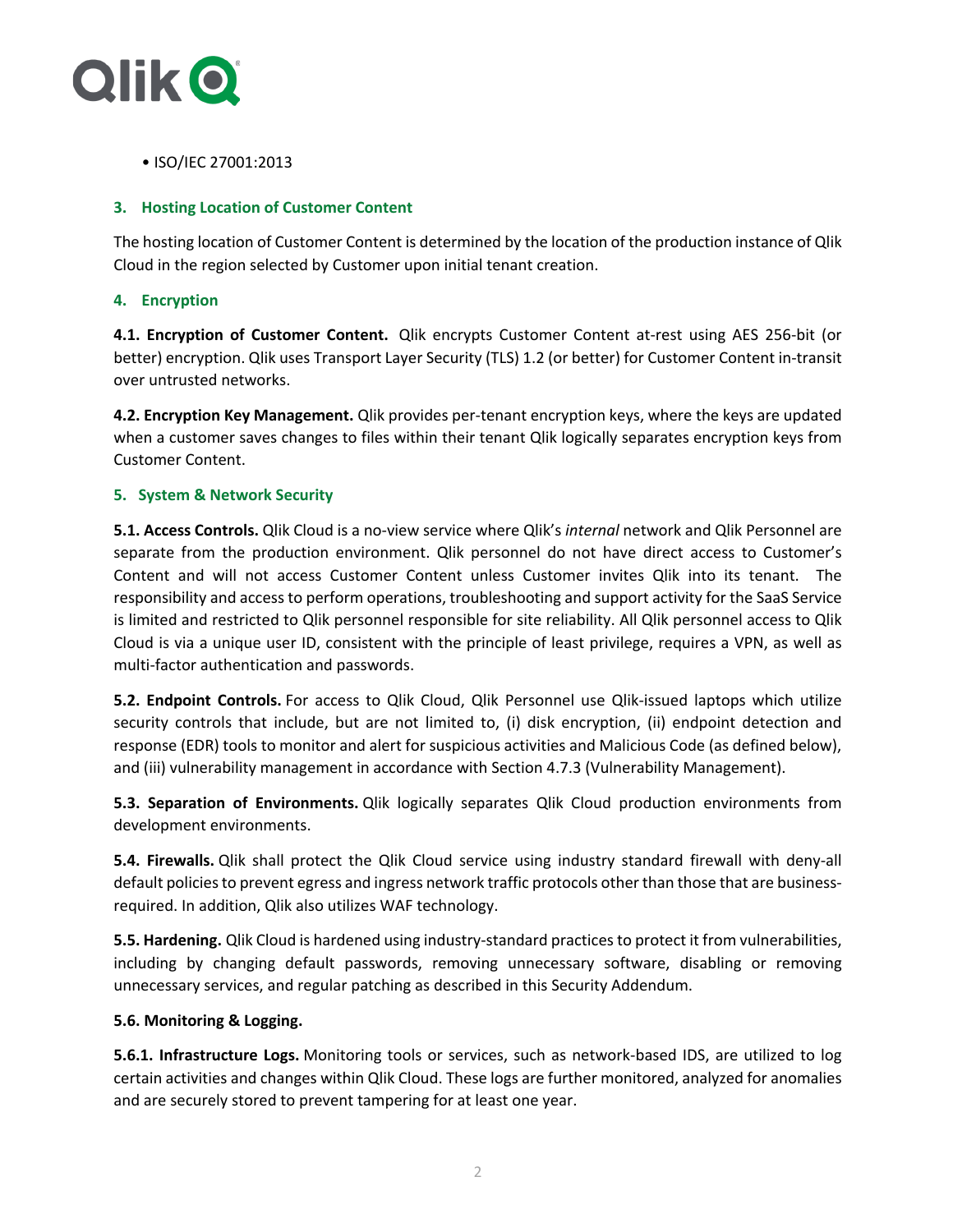• ISO/IEC 27001:2013

## 3. Hosting Location of Customer Content

The hosting location of Customer Content is determined by the location of the production instance of Qlik Cloud in the region selected by Customer upon initial tenant creation.

## 4. Encryption

**4.1. Encryption of Customer Content.** Qlik encrypts Customer Content at-rest using AES 256-bit (or better) encryption. Qlik uses Transport Layer Security (TLS) 1.2 (or better) for Customer Content in-transit over untrusted networks.

**4.2. Encryption Key Management.** Qlik provides per-tenant encryption keys, where the keys are updated when a customer saves changes to files within their tenant Qlik logically separates encryption keys from Customer Content.

## 5. System & Network Security

**5.1. Access Controls.** Qlik Cloud is a no-view service where Qlik's *internal* network and Qlik Personnel are separate from the production environment. Qlik personnel do not have direct access to Customer's Content and will not access Customer Content unless Customer invites Qlik into its tenant. The responsibility and access to perform operations, troubleshooting and support activity for the SaaS Service is limited and restricted to Qlik personnel responsible for site reliability. All Qlik personnel access to Qlik Cloud is via a unique user ID, consistent with the principle of least privilege, requires a VPN, as well as multi-factor authentication and passwords.

**5.2. Endpoint Controls.** For access to Qlik Cloud, Qlik Personnel use Qlik-issued laptops which utilize security controls that include, but are not limited to, (i) disk encryption, (ii) endpoint detection and response (EDR) tools to monitor and alert for suspicious activities and Malicious Code (as defined below), and (iii) vulnerability management in accordance with Section 4.7.3 (Vulnerability Management).

**5.3. Separation of Environments.** Qlik logically separates Qlik Cloud production environments from development environments.

**5.4. Firewalls.** Qlik shall protect the Qlik Cloud service using industry standard firewall with deny-all default policies to prevent egress and ingress network traffic protocols other than those that are business-required. In addition, Qlik also utilizes WAF technology.

**5.5. Hardening.** Qlik Cloud is hardened using industry-standard practices to protect it from vulnerabilities, including by changing default passwords, removing unnecessary software, disabling or removing unnecessary services, and regular patching as described in this Security Addendum.

**5.6. Monitoring & Logging.**

**5.6.1. Infrastructure Logs.** Monitoring tools or services, such as network-based IDS, are utilized to log certain activities and changes within Qlik Cloud. These logs are further monitored, analyzed for anomalies and are securely stored to prevent tampering for at least one year.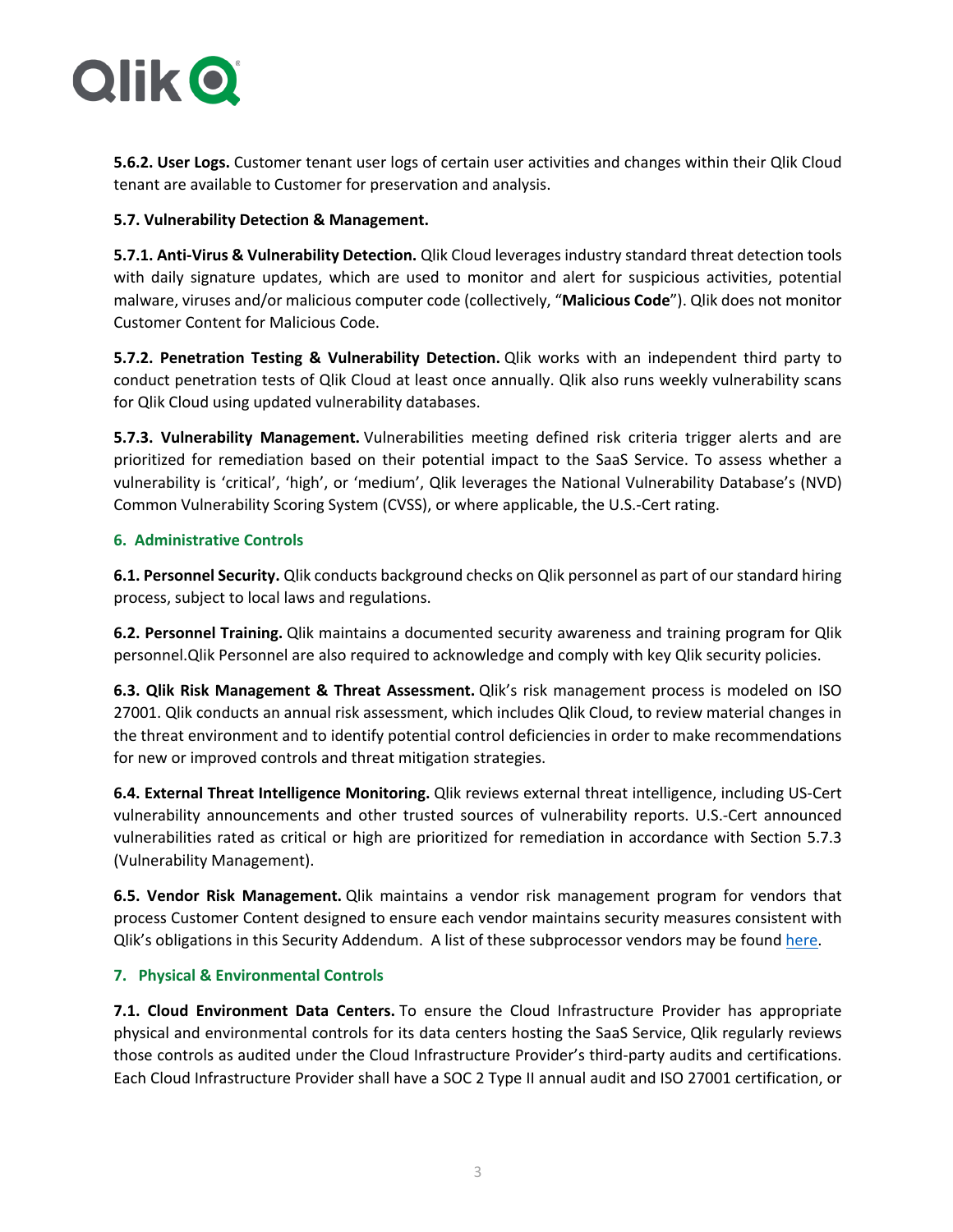**5.6.2. User Logs.** Customer tenant user logs of certain user activities and changes within their Qlik Cloud tenant are available to Customer for preservation and analysis.

**5.7. Vulnerability Detection & Management.**

**5.7.1. Anti-Virus & Vulnerability Detection.** Qlik Cloud leverages industry standard threat detection tools with daily signature updates, which are used to monitor and alert for suspicious activities, potential malware, viruses and/or malicious computer code (collectively, "**Malicious Code**"). Qlik does not monitor Customer Content for Malicious Code.

**5.7.2. Penetration Testing & Vulnerability Detection.** Qlik works with an independent third party to conduct penetration tests of Qlik Cloud at least once annually. Qlik also runs weekly vulnerability scans for Qlik Cloud using updated vulnerability databases.

**5.7.3. Vulnerability Management.** Vulnerabilities meeting defined risk criteria trigger alerts and are prioritized for remediation based on their potential impact to the SaaS Service. To assess whether a vulnerability is 'critical', 'high', or 'medium', Qlik leverages the National Vulnerability Database's (NVD) Common Vulnerability Scoring System (CVSS), or where applicable, the U.S.-Cert rating.

## 6. Administrative Controls

**6.1. Personnel Security.** Qlik conducts background checks on Qlik personnel as part of our standard hiring process, subject to local laws and regulations.

**6.2. Personnel Training.** Qlik maintains a documented security awareness and training program for Qlik personnel.Qlik Personnel are also required to acknowledge and comply with key Qlik security policies.

**6.3. Qlik Risk Management & Threat Assessment.** Qlik's risk management process is modeled on ISO 27001. Qlik conducts an annual risk assessment, which includes Qlik Cloud, to review material changes in the threat environment and to identify potential control deficiencies in order to make recommendations for new or improved controls and threat mitigation strategies.

**6.4. External Threat Intelligence Monitoring.** Qlik reviews external threat intelligence, including US-Cert vulnerability announcements and other trusted sources of vulnerability reports. U.S.-Cert announced vulnerabilities rated as critical or high are prioritized for remediation in accordance with Section 5.7.3 (Vulnerability Management).

**6.5. Vendor Risk Management.** Qlik maintains a vendor risk management program for vendors that process Customer Content designed to ensure each vendor maintains security measures consistent with Qlik's obligations in this Security Addendum. A list of these subprocessor vendors may be found here.

## 7. Physical & Environmental Controls

**7.1. Cloud Environment Data Centers.** To ensure the Cloud Infrastructure Provider has appropriate physical and environmental controls for its data centers hosting the SaaS Service, Qlik regularly reviews those controls as audited under the Cloud Infrastructure Provider's third-party audits and certifications. Each Cloud Infrastructure Provider shall have a SOC 2 Type II annual audit and ISO 27001 certification, or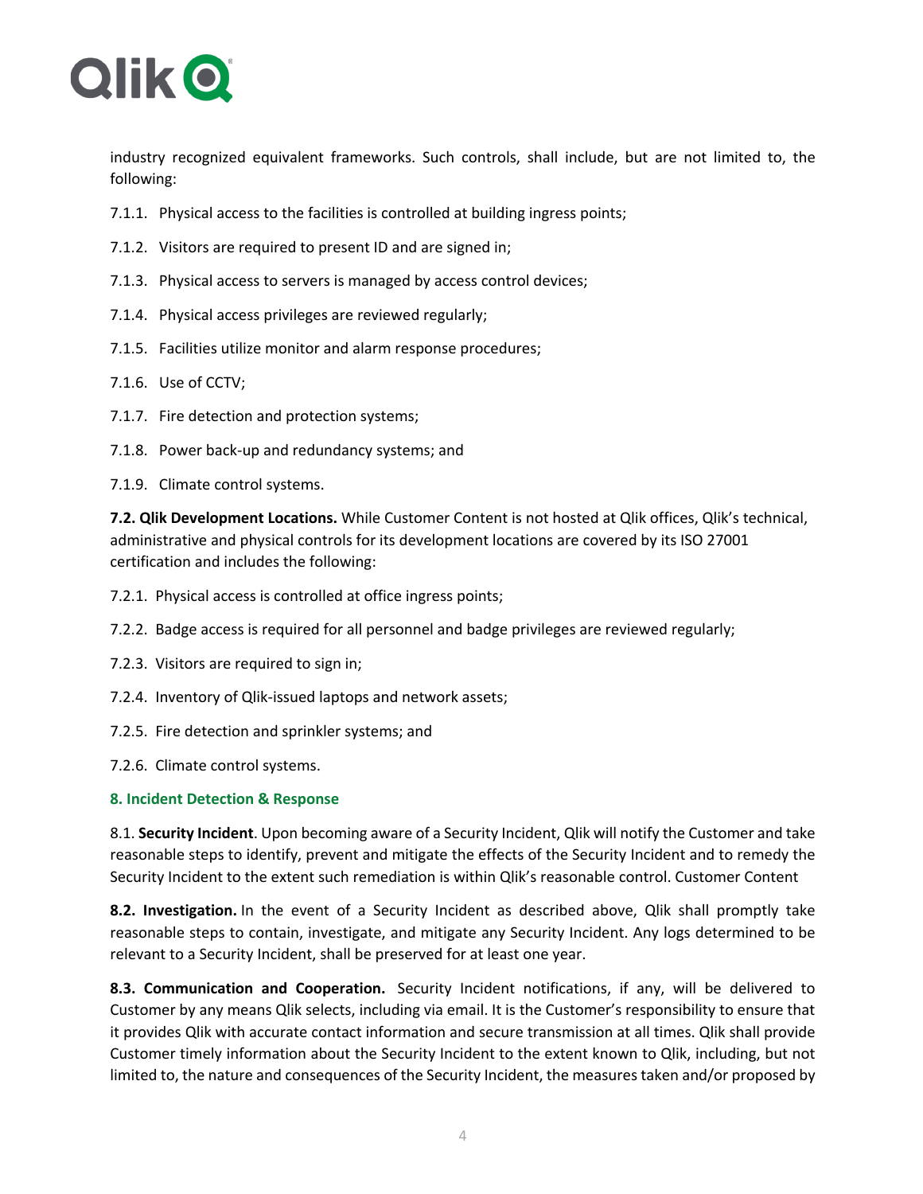industry recognized equivalent frameworks. Such controls, shall include, but are not limited to, the following:

7.1.1. Physical access to the facilities is controlled at building ingress points;

7.1.2. Visitors are required to present ID and are signed in;

7.1.3. Physical access to servers is managed by access control devices;

7.1.4. Physical access privileges are reviewed regularly;

7.1.5. Facilities utilize monitor and alarm response procedures;

7.1.6. Use of CCTV;

7.1.7. Fire detection and protection systems;

7.1.8. Power back-up and redundancy systems; and

7.1.9. Climate control systems.

**7.2. Qlik Development Locations.** While Customer Content is not hosted at Qlik offices, Qlik's technical, administrative and physical controls for its development locations are covered by its ISO 27001 certification and includes the following:

7.2.1. Physical access is controlled at office ingress points;

7.2.2. Badge access is required for all personnel and badge privileges are reviewed regularly;

7.2.3. Visitors are required to sign in;

7.2.4. Inventory of Qlik-issued laptops and network assets;

7.2.5. Fire detection and sprinkler systems; and

7.2.6. Climate control systems.

## 8. Incident Detection & Response

8.1. **Security Incident**. Upon becoming aware of a Security Incident, Qlik will notify the Customer and take reasonable steps to identify, prevent and mitigate the effects of the Security Incident and to remedy the Security Incident to the extent such remediation is within Qlik's reasonable control. Customer Content

**8.2. Investigation.** In the event of a Security Incident as described above, Qlik shall promptly take reasonable steps to contain, investigate, and mitigate any Security Incident. Any logs determined to be relevant to a Security Incident, shall be preserved for at least one year.

**8.3. Communication and Cooperation.** Security Incident notifications, if any, will be delivered to Customer by any means Qlik selects, including via email. It is the Customer's responsibility to ensure that it provides Qlik with accurate contact information and secure transmission at all times. Qlik shall provide Customer timely information about the Security Incident to the extent known to Qlik, including, but not limited to, the nature and consequences of the Security Incident, the measures taken and/or proposed by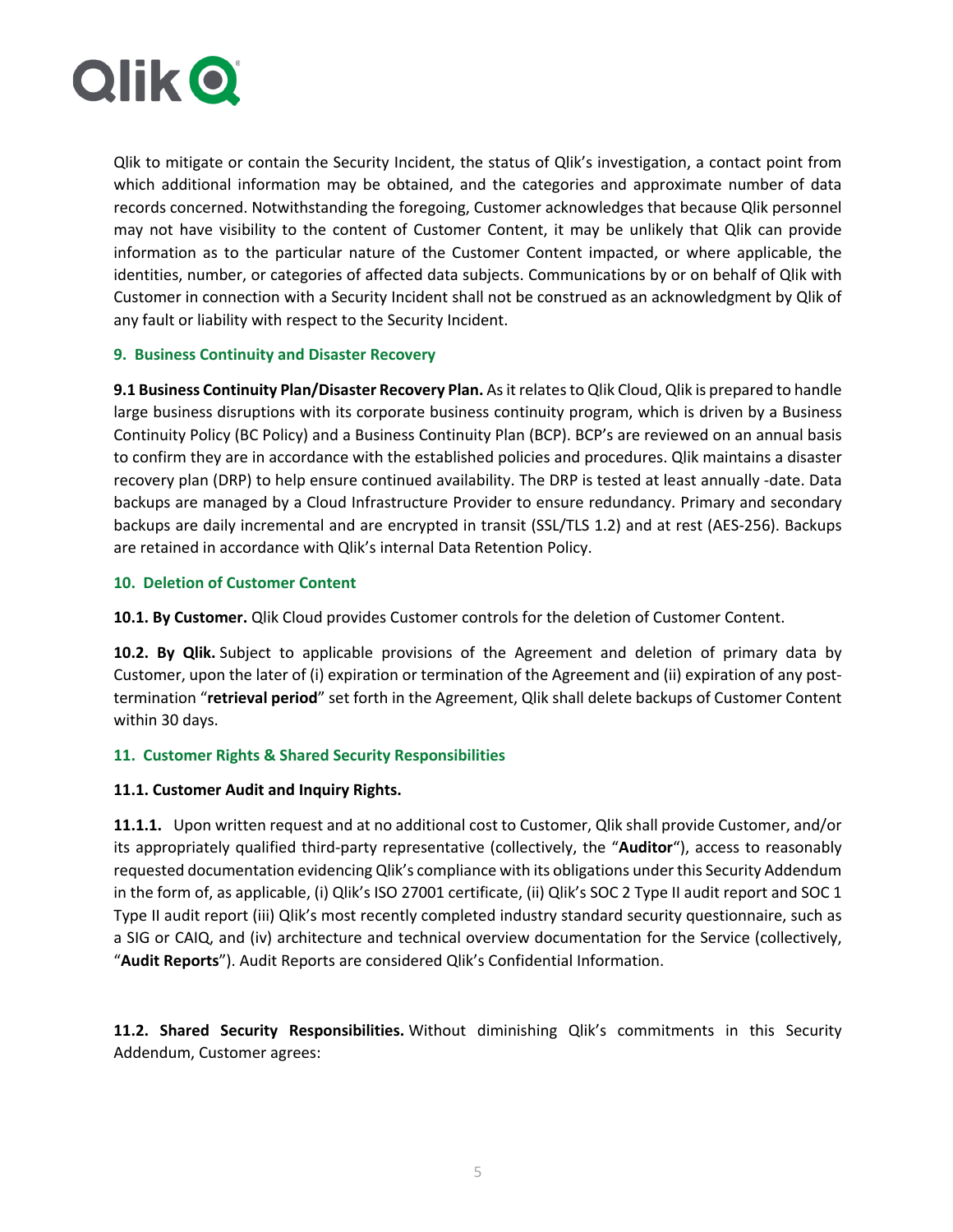Qlik to mitigate or contain the Security Incident, the status of Qlik's investigation, a contact point from which additional information may be obtained, and the categories and approximate number of data records concerned. Notwithstanding the foregoing, Customer acknowledges that because Qlik personnel may not have visibility to the content of Customer Content, it may be unlikely that Qlik can provide information as to the particular nature of the Customer Content impacted, or where applicable, the identities, number, or categories of affected data subjects. Communications by or on behalf of Qlik with Customer in connection with a Security Incident shall not be construed as an acknowledgment by Qlik of any fault or liability with respect to the Security Incident.

## 9. Business Continuity and Disaster Recovery

**9.1 Business Continuity Plan/Disaster Recovery Plan.** As it relates to Qlik Cloud, Qlik is prepared to handle large business disruptions with its corporate business continuity program, which is driven by a Business Continuity Policy (BC Policy) and a Business Continuity Plan (BCP). BCP's are reviewed on an annual basis to confirm they are in accordance with the established policies and procedures. Qlik maintains a disaster recovery plan (DRP) to help ensure continued availability. The DRP is tested at least annually -date. Data backups are managed by a Cloud Infrastructure Provider to ensure redundancy. Primary and secondary backups are daily incremental and are encrypted in transit (SSL/TLS 1.2) and at rest (AES-256). Backups are retained in accordance with Qlik's internal Data Retention Policy.

## 10. Deletion of Customer Content

**10.1. By Customer.** Qlik Cloud provides Customer controls for the deletion of Customer Content.

**10.2. By Qlik.** Subject to applicable provisions of the Agreement and deletion of primary data by Customer, upon the later of (i) expiration or termination of the Agreement and (ii) expiration of any post-termination "**retrieval period**" set forth in the Agreement, Qlik shall delete backups of Customer Content within 30 days.

## 11. Customer Rights & Shared Security Responsibilities

**11.1. Customer Audit and Inquiry Rights.**

**11.1.1.** Upon written request and at no additional cost to Customer, Qlik shall provide Customer, and/or its appropriately qualified third-party representative (collectively, the "**Auditor**"), access to reasonably requested documentation evidencing Qlik's compliance with its obligations under this Security Addendum in the form of, as applicable, (i) Qlik's ISO 27001 certificate, (ii) Qlik's SOC 2 Type II audit report and SOC 1 Type II audit report (iii) Qlik's most recently completed industry standard security questionnaire, such as a SIG or CAIQ, and (iv) architecture and technical overview documentation for the Service (collectively, "**Audit Reports**"). Audit Reports are considered Qlik's Confidential Information.

**11.2. Shared Security Responsibilities.** Without diminishing Qlik's commitments in this Security Addendum, Customer agrees: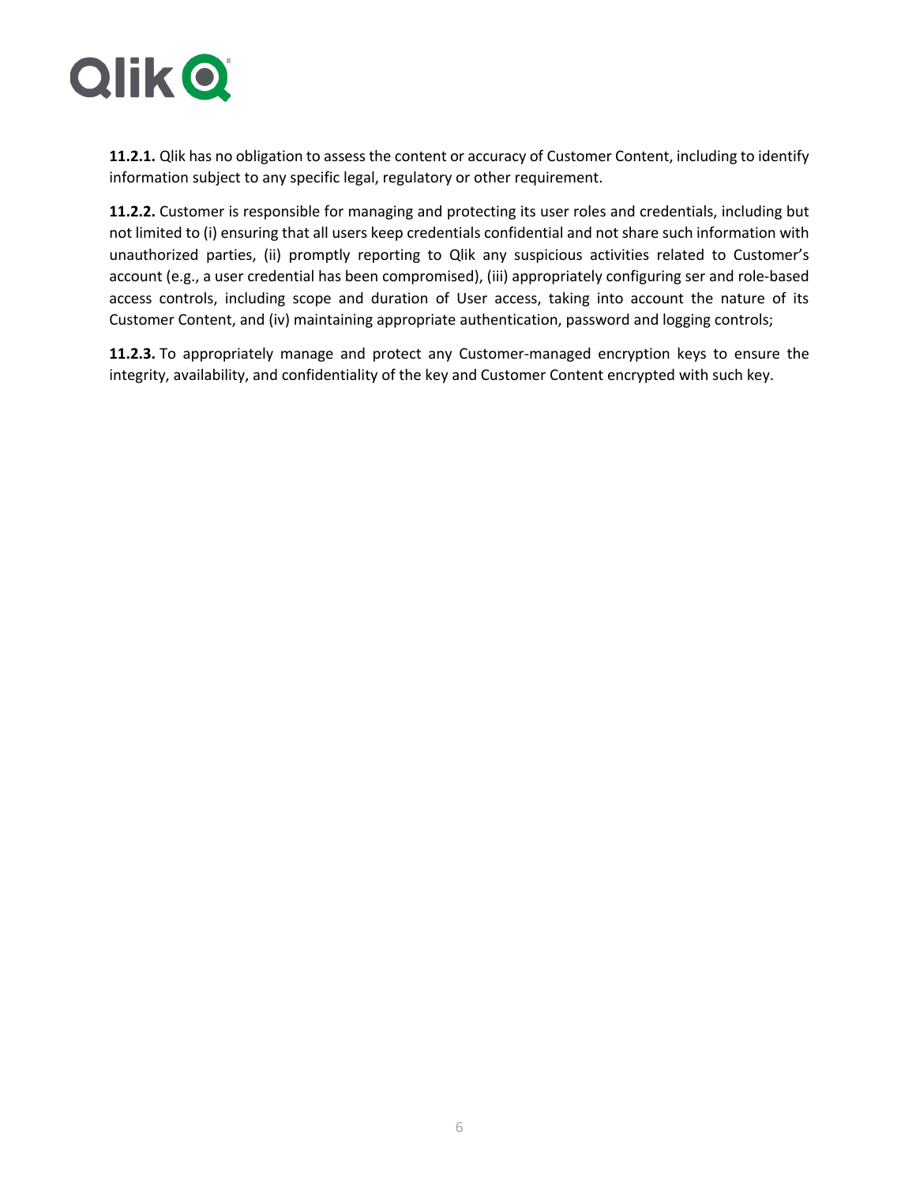**11.2.1.** Qlik has no obligation to assess the content or accuracy of Customer Content, including to identify information subject to any specific legal, regulatory or other requirement.

**11.2.2.** Customer is responsible for managing and protecting its user roles and credentials, including but not limited to (i) ensuring that all users keep credentials confidential and not share such information with unauthorized parties, (ii) promptly reporting to Qlik any suspicious activities related to Customer's account (e.g., a user credential has been compromised), (iii) appropriately configuring ser and role-based access controls, including scope and duration of User access, taking into account the nature of its Customer Content, and (iv) maintaining appropriate authentication, password and logging controls;

**11.2.3.** To appropriately manage and protect any Customer-managed encryption keys to ensure the integrity, availability, and confidentiality of the key and Customer Content encrypted with such key.